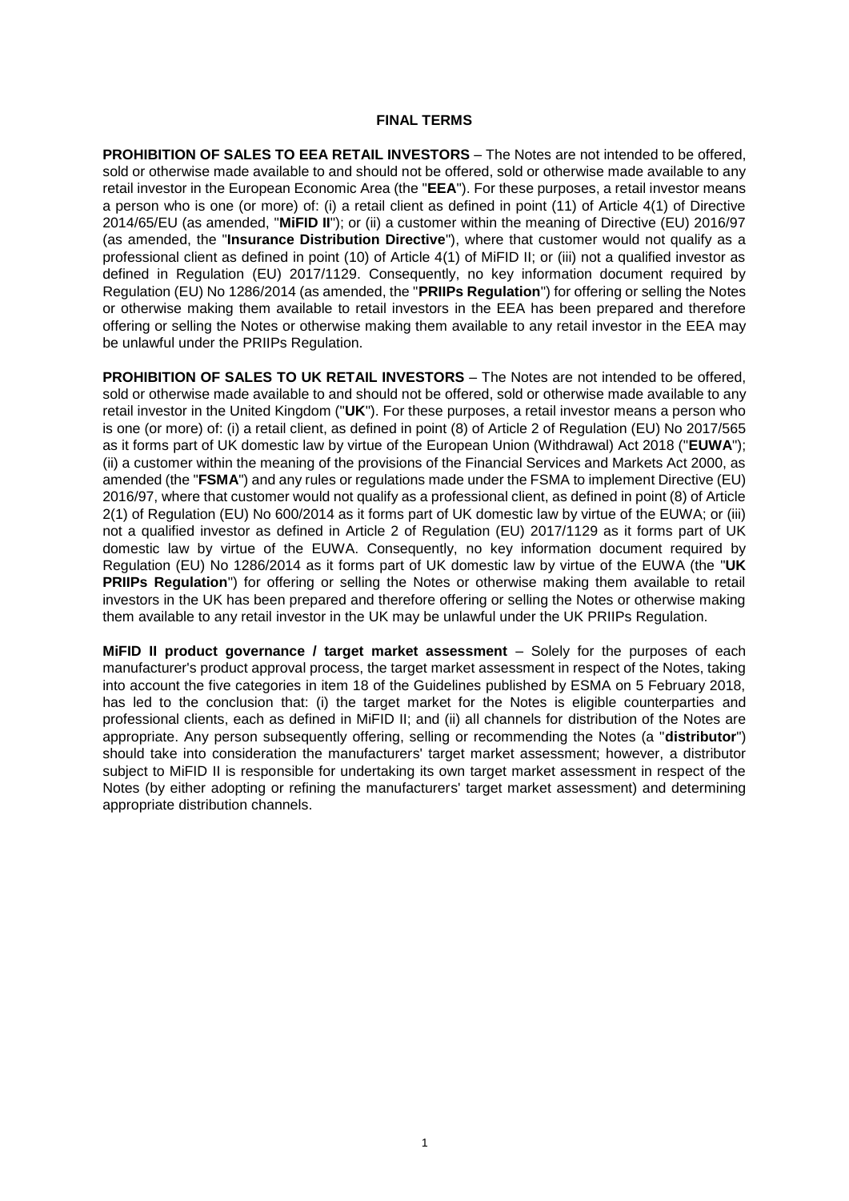# FINAL TERMS

**PROHIBITION OF SALES TO EEA RETAIL INVESTORS** – The Notes are not intended to be offered, sold or otherwise made available to and should not be offered, sold or otherwise made available to any retail investor in the European Economic Area (the "**EEA**"). For these purposes, a retail investor means a person who is one (or more) of: (i) a retail client as defined in point (11) of Article 4(1) of Directive 2014/65/EU (as amended, "**MiFID II**"); or (ii) a customer within the meaning of Directive (EU) 2016/97 (as amended, the "**Insurance Distribution Directive**"), where that customer would not qualify as a professional client as defined in point (10) of Article 4(1) of MiFID II; or (iii) not a qualified investor as defined in Regulation (EU) 2017/1129. Consequently, no key information document required by Regulation (EU) No 1286/2014 (as amended, the "**PRIIPs Regulation**") for offering or selling the Notes or otherwise making them available to retail investors in the EEA has been prepared and therefore offering or selling the Notes or otherwise making them available to any retail investor in the EEA may be unlawful under the PRIIPs Regulation.

**PROHIBITION OF SALES TO UK RETAIL INVESTORS** – The Notes are not intended to be offered, sold or otherwise made available to and should not be offered, sold or otherwise made available to any retail investor in the United Kingdom ("**UK**"). For these purposes, a retail investor means a person who is one (or more) of: (i) a retail client, as defined in point (8) of Article 2 of Regulation (EU) No 2017/565 as it forms part of UK domestic law by virtue of the European Union (Withdrawal) Act 2018 ("**EUWA**"); (ii) a customer within the meaning of the provisions of the Financial Services and Markets Act 2000, as amended (the "**FSMA**") and any rules or regulations made under the FSMA to implement Directive (EU) 2016/97, where that customer would not qualify as a professional client, as defined in point (8) of Article 2(1) of Regulation (EU) No 600/2014 as it forms part of UK domestic law by virtue of the EUWA; or (iii) not a qualified investor as defined in Article 2 of Regulation (EU) 2017/1129 as it forms part of UK domestic law by virtue of the EUWA. Consequently, no key information document required by Regulation (EU) No 1286/2014 as it forms part of UK domestic law by virtue of the EUWA (the "**UK PRIIPs Regulation**") for offering or selling the Notes or otherwise making them available to retail investors in the UK has been prepared and therefore offering or selling the Notes or otherwise making them available to any retail investor in the UK may be unlawful under the UK PRIIPs Regulation.

**MiFID II product governance / target market assessment** – Solely for the purposes of each manufacturer's product approval process, the target market assessment in respect of the Notes, taking into account the five categories in item 18 of the Guidelines published by ESMA on 5 February 2018, has led to the conclusion that: (i) the target market for the Notes is eligible counterparties and professional clients, each as defined in MiFID II; and (ii) all channels for distribution of the Notes are appropriate. Any person subsequently offering, selling or recommending the Notes (a "**distributor**") should take into consideration the manufacturers' target market assessment; however, a distributor subject to MiFID II is responsible for undertaking its own target market assessment in respect of the Notes (by either adopting or refining the manufacturers' target market assessment) and determining appropriate distribution channels.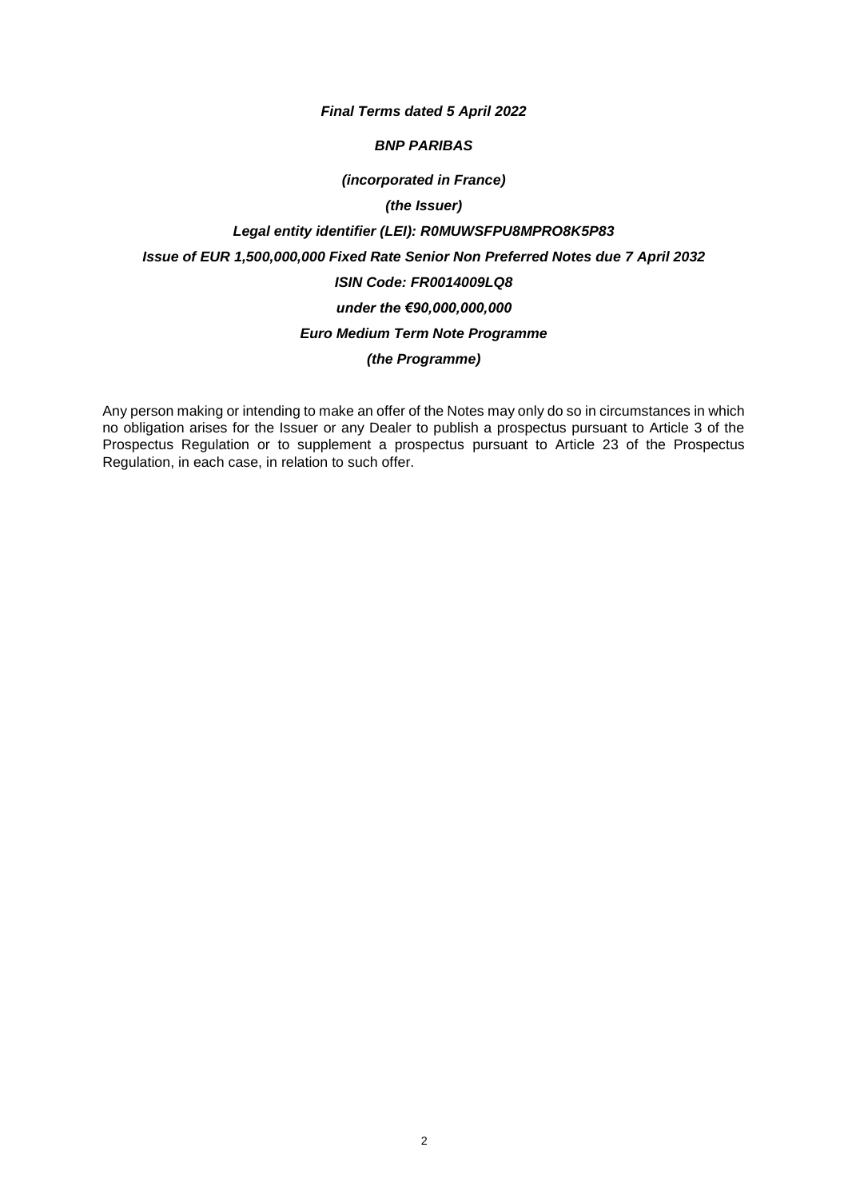***Final Terms dated 5 April 2022***

***BNP PARIBAS***

***(incorporated in France)***

***(the Issuer)***

***Legal entity identifier (LEI): R0MUWSFPU8MPRO8K5P83***

***Issue of EUR 1,500,000,000 Fixed Rate Senior Non Preferred Notes due 7 April 2032***

***ISIN Code: FR0014009LQ8***

***under the €90,000,000,000***

***Euro Medium Term Note Programme***

***(the Programme)***

Any person making or intending to make an offer of the Notes may only do so in circumstances in which no obligation arises for the Issuer or any Dealer to publish a prospectus pursuant to Article 3 of the Prospectus Regulation or to supplement a prospectus pursuant to Article 23 of the Prospectus Regulation, in each case, in relation to such offer.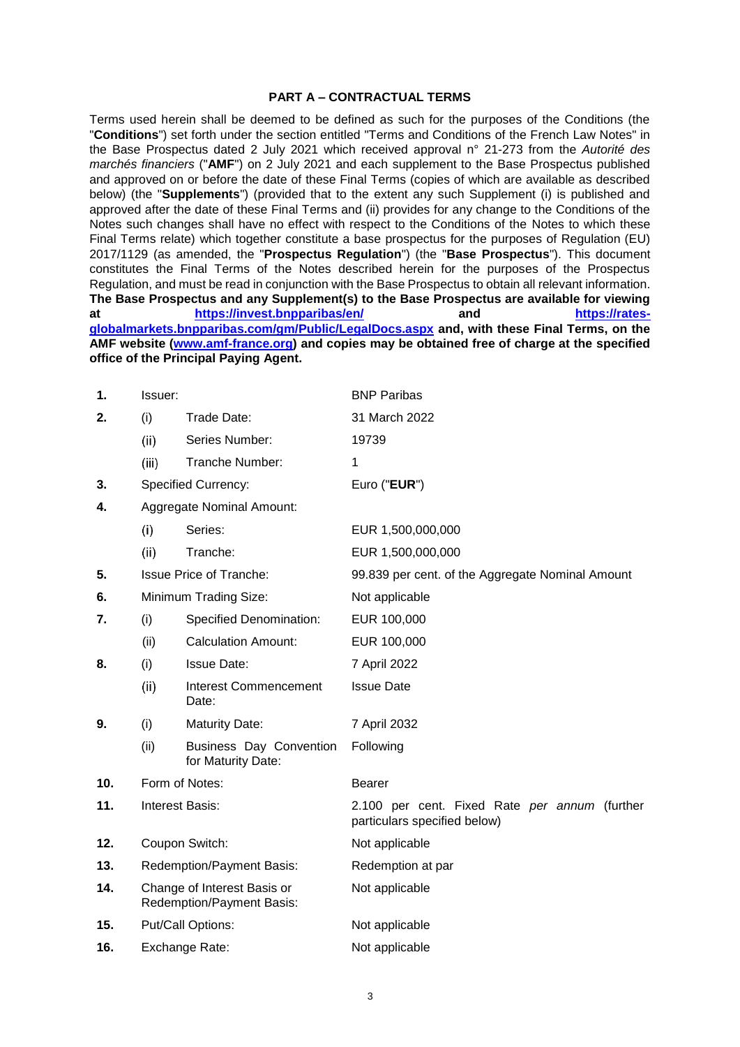**PART A – CONTRACTUAL TERMS**

Terms used herein shall be deemed to be defined as such for the purposes of the Conditions (the "**Conditions**") set forth under the section entitled "Terms and Conditions of the French Law Notes" in the Base Prospectus dated 2 July 2021 which received approval n° 21-273 from the *Autorité des marchés financiers* ("**AMF**") on 2 July 2021 and each supplement to the Base Prospectus published and approved on or before the date of these Final Terms (copies of which are available as described below) (the "**Supplements**") (provided that to the extent any such Supplement (i) is published and approved after the date of these Final Terms and (ii) provides for any change to the Conditions of the Notes such changes shall have no effect with respect to the Conditions of the Notes to which these Final Terms relate) which together constitute a base prospectus for the purposes of Regulation (EU) 2017/1129 (as amended, the "**Prospectus Regulation**") (the "**Base Prospectus**"). This document constitutes the Final Terms of the Notes described herein for the purposes of the Prospectus Regulation, and must be read in conjunction with the Base Prospectus to obtain all relevant information. **The Base Prospectus and any Supplement(s) to the Base Prospectus are available for viewing at https://invest.bnpparibas/en/ and https://rates-globalmarkets.bnpparibas.com/gm/Public/LegalDocs.aspx and, with these Final Terms, on the AMF website (www.amf-france.org) and copies may be obtained free of charge at the specified office of the Principal Paying Agent.**

| | | | |
|---|---|---|---|
| **1.** | Issuer: | | BNP Paribas |
| **2.** | (i) | Trade Date: | 31 March 2022 |
| | (ii) | Series Number: | 19739 |
| | (iii) | Tranche Number: | 1 |
| **3.** | Specified Currency: | | Euro ("**EUR**") |
| **4.** | Aggregate Nominal Amount: | | |
| | (i) | Series: | EUR 1,500,000,000 |
| | (ii) | Tranche: | EUR 1,500,000,000 |
| **5.** | Issue Price of Tranche: | | 99.839 per cent. of the Aggregate Nominal Amount |
| **6.** | Minimum Trading Size: | | Not applicable |
| **7.** | (i) | Specified Denomination: | EUR 100,000 |
| | (ii) | Calculation Amount: | EUR 100,000 |
| **8.** | (i) | Issue Date: | 7 April 2022 |
| | (ii) | Interest Commencement Date: | Issue Date |
| **9.** | (i) | Maturity Date: | 7 April 2032 |
| | (ii) | Business Day Convention for Maturity Date: | Following |
| **10.** | Form of Notes: | | Bearer |
| **11.** | Interest Basis: | | 2.100 per cent. Fixed Rate *per annum* (further particulars specified below) |
| **12.** | Coupon Switch: | | Not applicable |
| **13.** | Redemption/Payment Basis: | | Redemption at par |
| **14.** | Change of Interest Basis or Redemption/Payment Basis: | | Not applicable |
| **15.** | Put/Call Options: | | Not applicable |
| **16.** | Exchange Rate: | | Not applicable |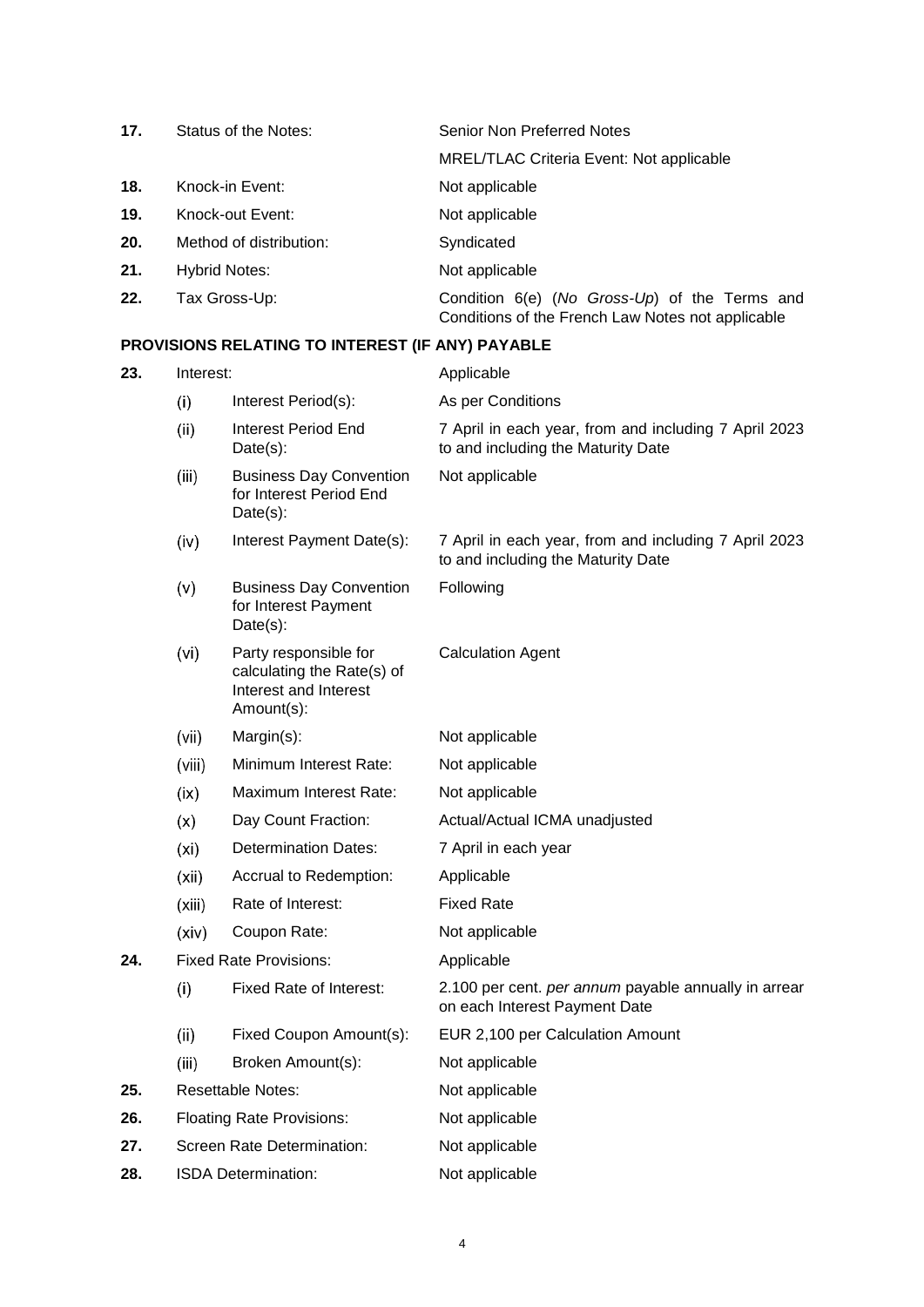| | | | |
|---|---|---|---|
| **17.** | Status of the Notes: | | Senior Non Preferred Notes |
| | | | MREL/TLAC Criteria Event: Not applicable |
| **18.** | Knock-in Event: | | Not applicable |
| **19.** | Knock-out Event: | | Not applicable |
| **20.** | Method of distribution: | | Syndicated |
| **21.** | Hybrid Notes: | | Not applicable |
| **22.** | Tax Gross-Up: | | Condition 6(e) (*No Gross-Up*) of the Terms and Conditions of the French Law Notes not applicable |

**PROVISIONS RELATING TO INTEREST (IF ANY) PAYABLE**

| | | | |
|---|---|---|---|
| **23.** | Interest: | | Applicable |
| | (i) | Interest Period(s): | As per Conditions |
| | (ii) | Interest Period End Date(s): | 7 April in each year, from and including 7 April 2023 to and including the Maturity Date |
| | (iii) | Business Day Convention for Interest Period End Date(s): | Not applicable |
| | (iv) | Interest Payment Date(s): | 7 April in each year, from and including 7 April 2023 to and including the Maturity Date |
| | (v) | Business Day Convention for Interest Payment Date(s): | Following |
| | (vi) | Party responsible for calculating the Rate(s) of Interest and Interest Amount(s): | Calculation Agent |
| | (vii) | Margin(s): | Not applicable |
| | (viii) | Minimum Interest Rate: | Not applicable |
| | (ix) | Maximum Interest Rate: | Not applicable |
| | (x) | Day Count Fraction: | Actual/Actual ICMA unadjusted |
| | (xi) | Determination Dates: | 7 April in each year |
| | (xii) | Accrual to Redemption: | Applicable |
| | (xiii) | Rate of Interest: | Fixed Rate |
| | (xiv) | Coupon Rate: | Not applicable |
| **24.** | Fixed Rate Provisions: | | Applicable |
| | (i) | Fixed Rate of Interest: | 2.100 per cent. *per annum* payable annually in arrear on each Interest Payment Date |
| | (ii) | Fixed Coupon Amount(s): | EUR 2,100 per Calculation Amount |
| | (iii) | Broken Amount(s): | Not applicable |
| **25.** | Resettable Notes: | | Not applicable |
| **26.** | Floating Rate Provisions: | | Not applicable |
| **27.** | Screen Rate Determination: | | Not applicable |
| **28.** | ISDA Determination: | | Not applicable |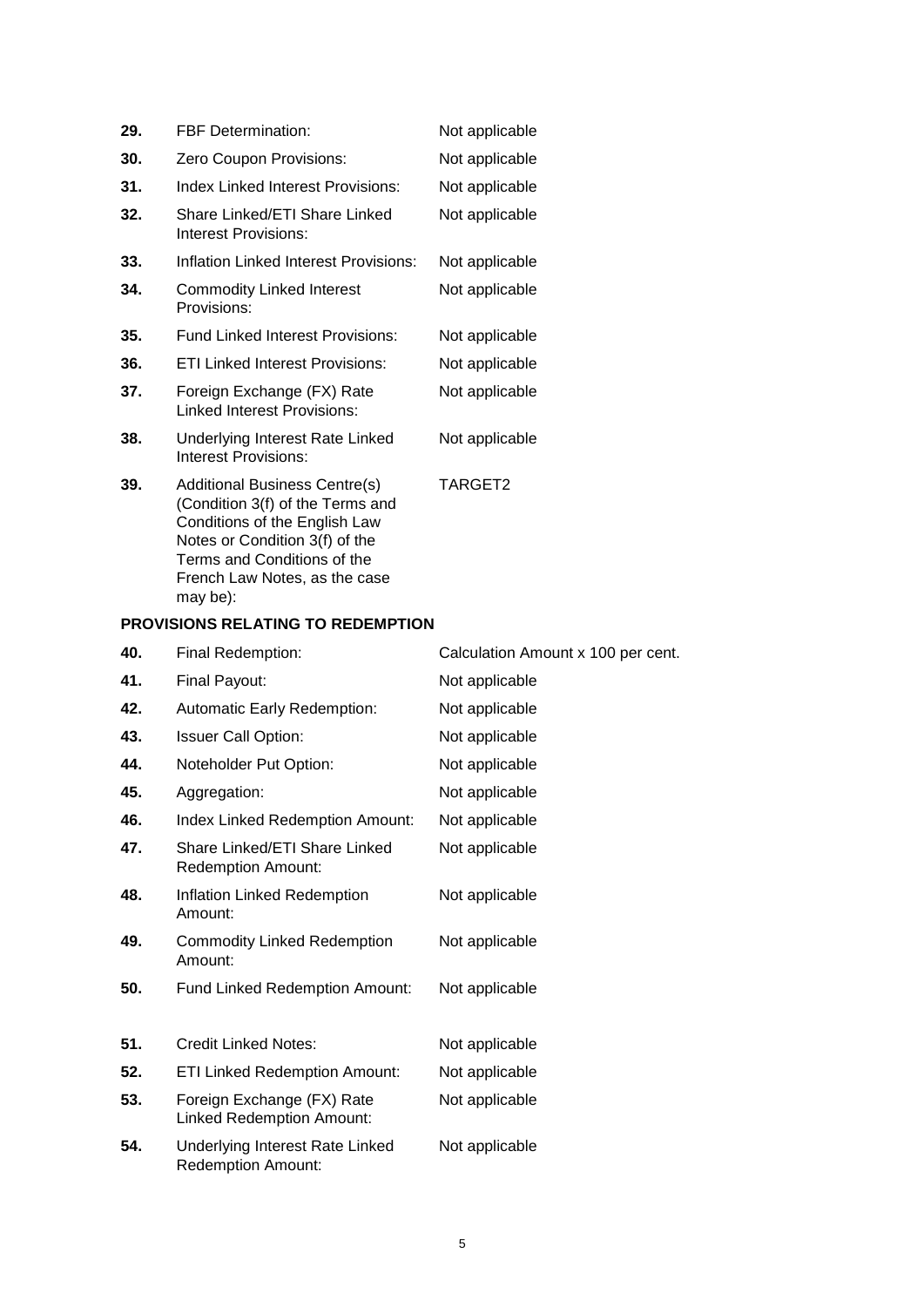| | | |
|---|---|---|
| **29.** | FBF Determination: | Not applicable |
| **30.** | Zero Coupon Provisions: | Not applicable |
| **31.** | Index Linked Interest Provisions: | Not applicable |
| **32.** | Share Linked/ETI Share Linked Interest Provisions: | Not applicable |
| **33.** | Inflation Linked Interest Provisions: | Not applicable |
| **34.** | Commodity Linked Interest Provisions: | Not applicable |
| **35.** | Fund Linked Interest Provisions: | Not applicable |
| **36.** | ETI Linked Interest Provisions: | Not applicable |
| **37.** | Foreign Exchange (FX) Rate Linked Interest Provisions: | Not applicable |
| **38.** | Underlying Interest Rate Linked Interest Provisions: | Not applicable |
| **39.** | Additional Business Centre(s) (Condition 3(f) of the Terms and Conditions of the English Law Notes or Condition 3(f) of the Terms and Conditions of the French Law Notes, as the case may be): | TARGET2 |

**PROVISIONS RELATING TO REDEMPTION**

| | | |
|---|---|---|
| **40.** | Final Redemption: | Calculation Amount x 100 per cent. |
| **41.** | Final Payout: | Not applicable |
| **42.** | Automatic Early Redemption: | Not applicable |
| **43.** | Issuer Call Option: | Not applicable |
| **44.** | Noteholder Put Option: | Not applicable |
| **45.** | Aggregation: | Not applicable |
| **46.** | Index Linked Redemption Amount: | Not applicable |
| **47.** | Share Linked/ETI Share Linked Redemption Amount: | Not applicable |
| **48.** | Inflation Linked Redemption Amount: | Not applicable |
| **49.** | Commodity Linked Redemption Amount: | Not applicable |
| **50.** | Fund Linked Redemption Amount: | Not applicable |
| **51.** | Credit Linked Notes: | Not applicable |
| **52.** | ETI Linked Redemption Amount: | Not applicable |
| **53.** | Foreign Exchange (FX) Rate Linked Redemption Amount: | Not applicable |
| **54.** | Underlying Interest Rate Linked Redemption Amount: | Not applicable |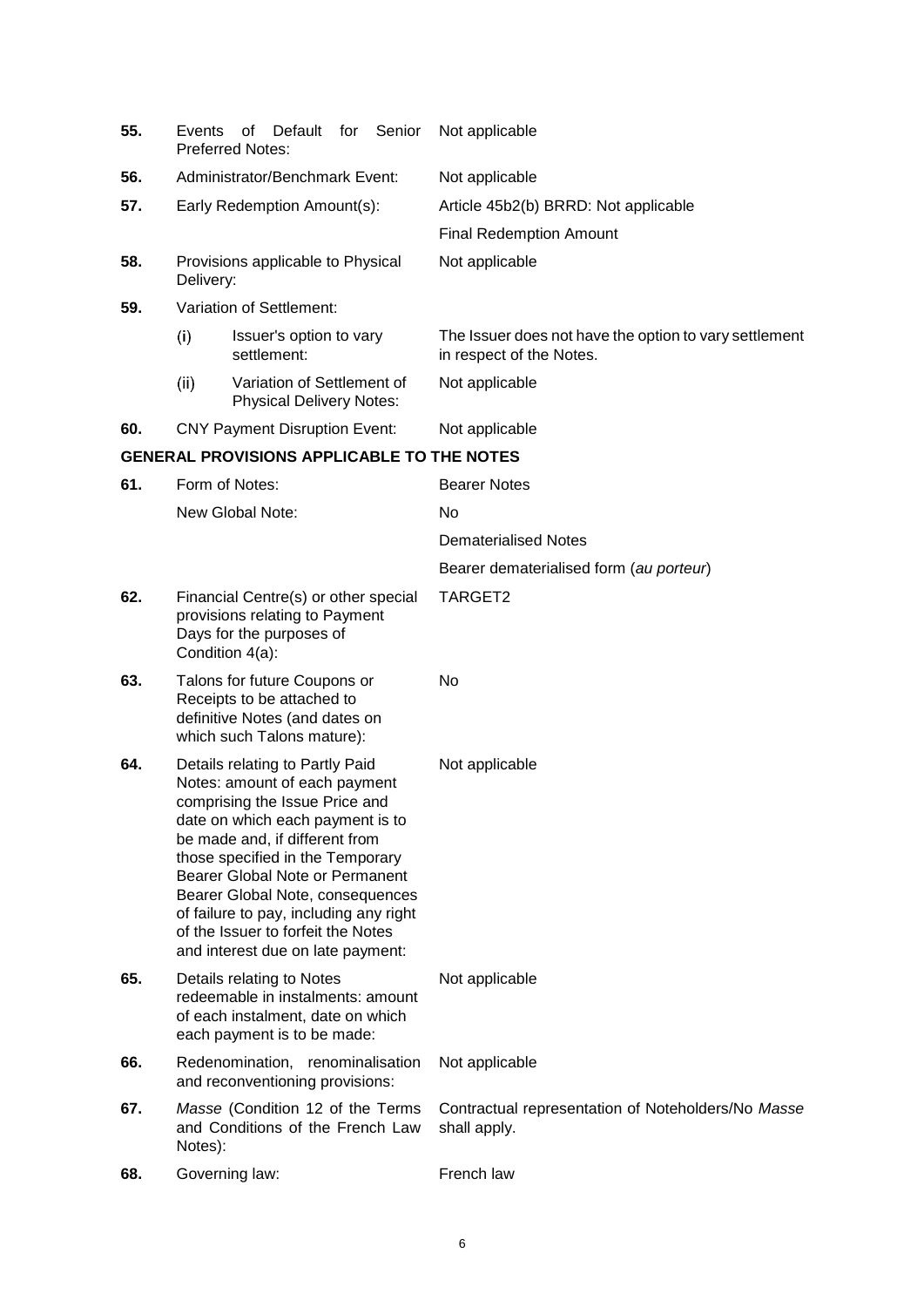| | | |
|---|---|---|
| **55.** | Events of Default for Senior Preferred Notes: | Not applicable |
| **56.** | Administrator/Benchmark Event: | Not applicable |
| **57.** | Early Redemption Amount(s): | Article 45b2(b) BRRD: Not applicable<br>Final Redemption Amount |
| **58.** | Provisions applicable to Physical Delivery: | Not applicable |
| **59.** | Variation of Settlement: | |
| | (i) Issuer's option to vary settlement: | The Issuer does not have the option to vary settlement in respect of the Notes. |
| | (ii) Variation of Settlement of Physical Delivery Notes: | Not applicable |
| **60.** | CNY Payment Disruption Event: | Not applicable |

## GENERAL PROVISIONS APPLICABLE TO THE NOTES

| | | |
|---|---|---|
| **61.** | Form of Notes:<br>New Global Note: | Bearer Notes<br>No<br>Dematerialised Notes<br>Bearer dematerialised form (*au porteur*) |
| **62.** | Financial Centre(s) or other special provisions relating to Payment Days for the purposes of Condition 4(a): | TARGET2 |
| **63.** | Talons for future Coupons or Receipts to be attached to definitive Notes (and dates on which such Talons mature): | No |
| **64.** | Details relating to Partly Paid Notes: amount of each payment comprising the Issue Price and date on which each payment is to be made and, if different from those specified in the Temporary Bearer Global Note or Permanent Bearer Global Note, consequences of failure to pay, including any right of the Issuer to forfeit the Notes and interest due on late payment: | Not applicable |
| **65.** | Details relating to Notes redeemable in instalments: amount of each instalment, date on which each payment is to be made: | Not applicable |
| **66.** | Redenomination, renominalisation and reconventioning provisions: | Not applicable |
| **67.** | *Masse* (Condition 12 of the Terms and Conditions of the French Law Notes): | Contractual representation of Noteholders/No *Masse* shall apply. |
| **68.** | Governing law: | French law |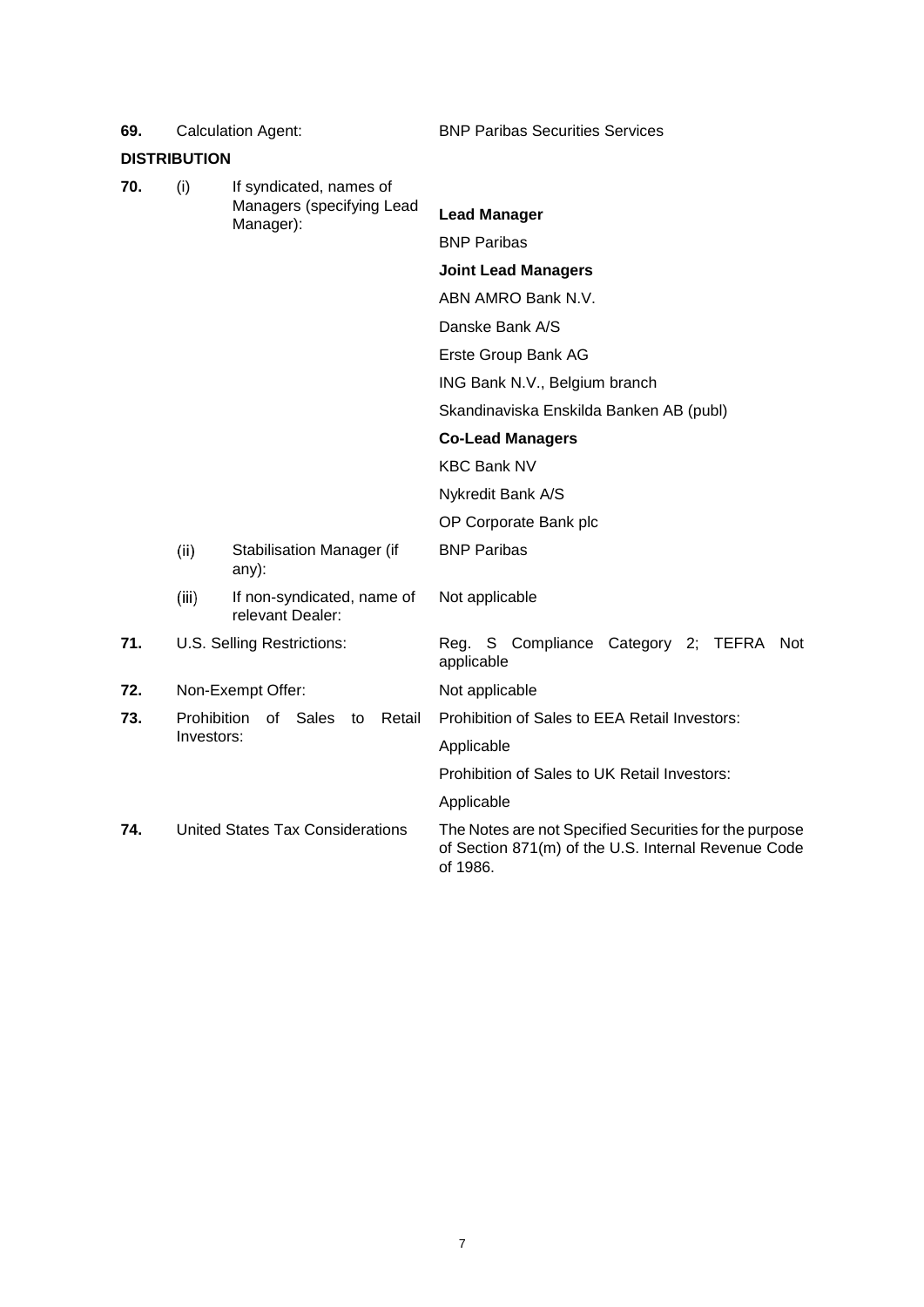| | | | |
|---|---|---|---|
| **69.** | Calculation Agent: | | BNP Paribas Securities Services |

**DISTRIBUTION**

| | | | |
|---|---|---|---|
| **70.** | (i) | If syndicated, names of Managers (specifying Lead Manager): | **Lead Manager**<br>BNP Paribas<br>**Joint Lead Managers**<br>ABN AMRO Bank N.V.<br>Danske Bank A/S<br>Erste Group Bank AG<br>ING Bank N.V., Belgium branch<br>Skandinaviska Enskilda Banken AB (publ)<br>**Co-Lead Managers**<br>KBC Bank NV<br>Nykredit Bank A/S<br>OP Corporate Bank plc |
| | (ii) | Stabilisation Manager (if any): | BNP Paribas |
| | (iii) | If non-syndicated, name of relevant Dealer: | Not applicable |
| **71.** | U.S. Selling Restrictions: | | Reg. S Compliance Category 2; TEFRA Not applicable |
| **72.** | Non-Exempt Offer: | | Not applicable |
| **73.** | Prohibition of Sales to Retail Investors: | | Prohibition of Sales to EEA Retail Investors:<br>Applicable<br>Prohibition of Sales to UK Retail Investors:<br>Applicable |
| **74.** | United States Tax Considerations | | The Notes are not Specified Securities for the purpose of Section 871(m) of the U.S. Internal Revenue Code of 1986. |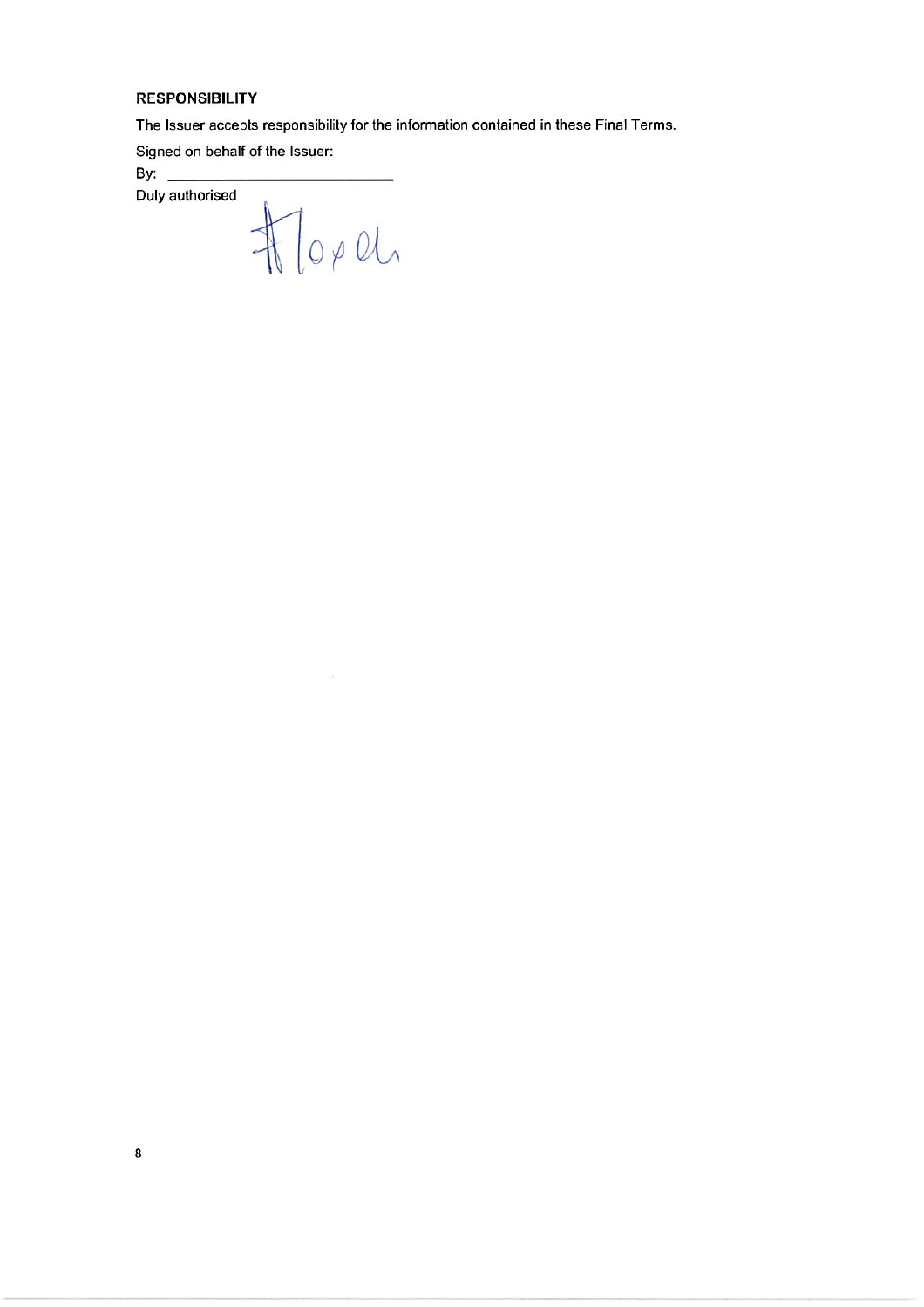## RESPONSIBILITY

The Issuer accepts responsibility for the information contained in these Final Terms.

Signed on behalf of the Issuer:

By: ______________________________

Duly authorised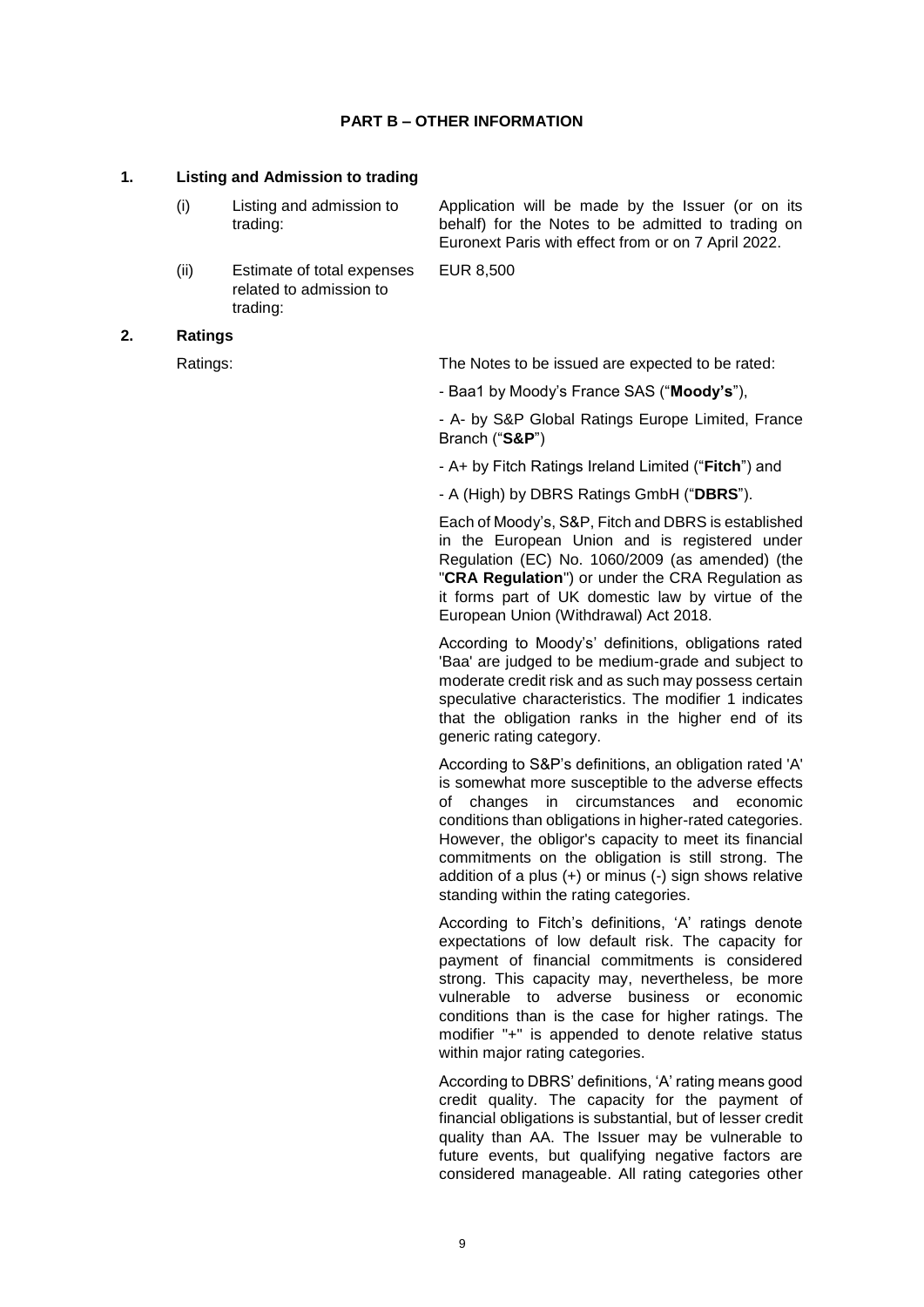## PART B – OTHER INFORMATION

### 1. Listing and Admission to trading

| | | |
|---|---|---|
| (i) | Listing and admission to trading: | Application will be made by the Issuer (or on its behalf) for the Notes to be admitted to trading on Euronext Paris with effect from or on 7 April 2022. |
| (ii) | Estimate of total expenses related to admission to trading: | EUR 8,500 |

### 2. Ratings

Ratings: The Notes to be issued are expected to be rated:

- Baa1 by Moody's France SAS ("**Moody's**"),

- A- by S&P Global Ratings Europe Limited, France Branch ("**S&P**")

- A+ by Fitch Ratings Ireland Limited ("**Fitch**") and

- A (High) by DBRS Ratings GmbH ("**DBRS**").

Each of Moody's, S&P, Fitch and DBRS is established in the European Union and is registered under Regulation (EC) No. 1060/2009 (as amended) (the "**CRA Regulation**") or under the CRA Regulation as it forms part of UK domestic law by virtue of the European Union (Withdrawal) Act 2018.

According to Moody's' definitions, obligations rated 'Baa' are judged to be medium-grade and subject to moderate credit risk and as such may possess certain speculative characteristics. The modifier 1 indicates that the obligation ranks in the higher end of its generic rating category.

According to S&P's definitions, an obligation rated 'A' is somewhat more susceptible to the adverse effects of changes in circumstances and economic conditions than obligations in higher-rated categories. However, the obligor's capacity to meet its financial commitments on the obligation is still strong. The addition of a plus (+) or minus (-) sign shows relative standing within the rating categories.

According to Fitch's definitions, 'A' ratings denote expectations of low default risk. The capacity for payment of financial commitments is considered strong. This capacity may, nevertheless, be more vulnerable to adverse business or economic conditions than is the case for higher ratings. The modifier "+" is appended to denote relative status within major rating categories.

According to DBRS' definitions, 'A' rating means good credit quality. The capacity for the payment of financial obligations is substantial, but of lesser credit quality than AA. The Issuer may be vulnerable to future events, but qualifying negative factors are considered manageable. All rating categories other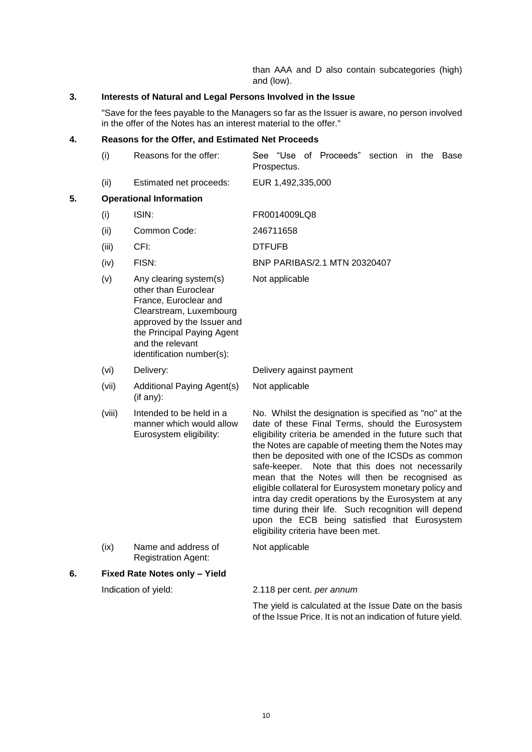than AAA and D also contain subcategories (high) and (low).

## 3. Interests of Natural and Legal Persons Involved in the Issue

"Save for the fees payable to the Managers so far as the Issuer is aware, no person involved in the offer of the Notes has an interest material to the offer."

## 4. Reasons for the Offer, and Estimated Net Proceeds

| | | |
|---|---|---|
| (i) | Reasons for the offer: | See "Use of Proceeds" section in the Base Prospectus. |
| (ii) | Estimated net proceeds: | EUR 1,492,335,000 |

## 5. Operational Information

| | | |
|---|---|---|
| (i) | ISIN: | FR0014009LQ8 |
| (ii) | Common Code: | 246711658 |
| (iii) | CFI: | DTFUFB |
| (iv) | FISN: | BNP PARIBAS/2.1 MTN 20320407 |
| (v) | Any clearing system(s) other than Euroclear France, Euroclear and Clearstream, Luxembourg approved by the Issuer and the Principal Paying Agent and the relevant identification number(s): | Not applicable |
| (vi) | Delivery: | Delivery against payment |
| (vii) | Additional Paying Agent(s) (if any): | Not applicable |
| (viii) | Intended to be held in a manner which would allow Eurosystem eligibility: | No. Whilst the designation is specified as "no" at the date of these Final Terms, should the Eurosystem eligibility criteria be amended in the future such that the Notes are capable of meeting them the Notes may then be deposited with one of the ICSDs as common safe-keeper. Note that this does not necessarily mean that the Notes will then be recognised as eligible collateral for Eurosystem monetary policy and intra day credit operations by the Eurosystem at any time during their life. Such recognition will depend upon the ECB being satisfied that Eurosystem eligibility criteria have been met. |
| (ix) | Name and address of Registration Agent: | Not applicable |

## 6. Fixed Rate Notes only – Yield

| | |
|---|---|
| Indication of yield: | 2.118 per cent. *per annum* |
| | The yield is calculated at the Issue Date on the basis of the Issue Price. It is not an indication of future yield. |